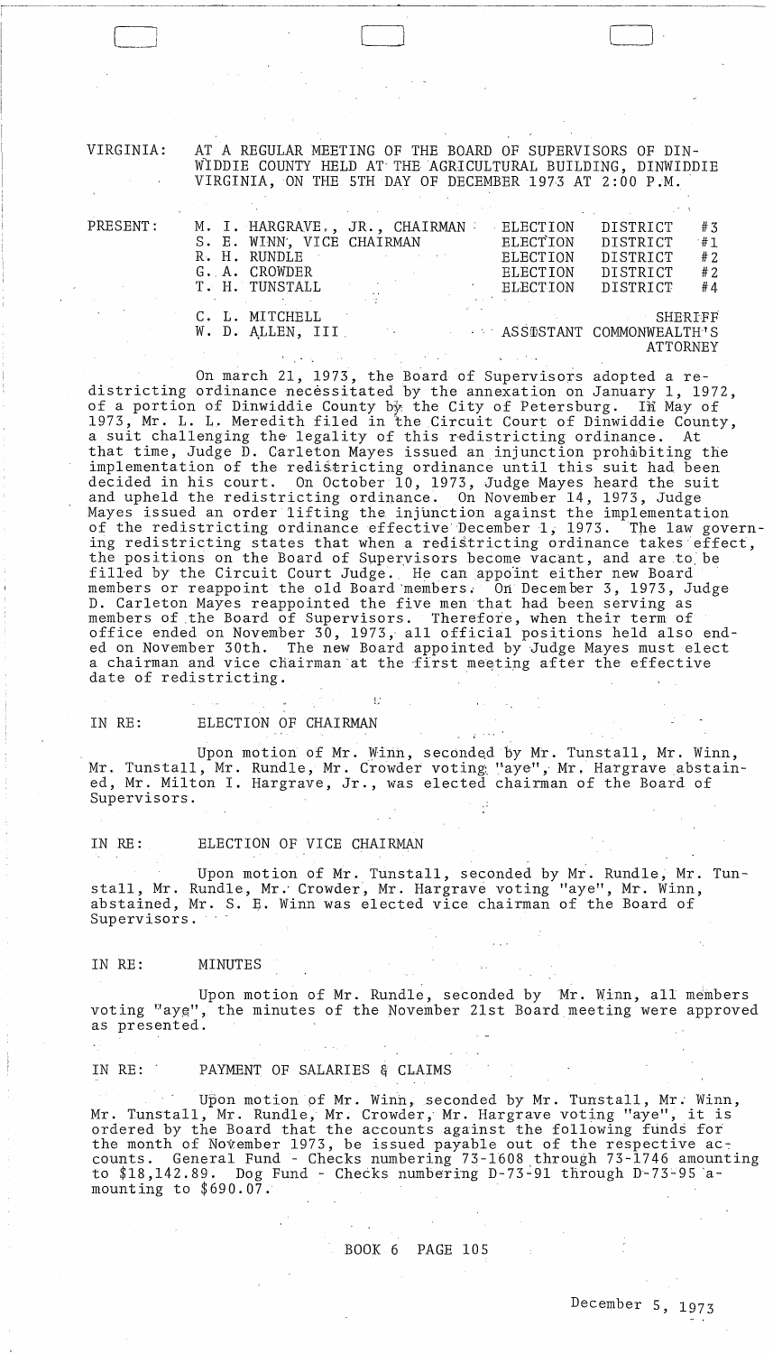VIRGINIA: AT A REGULAR MEETING OF THE BOARD OF SUPERVISORS OF DINWIDDIE COUNTY HELD AT THE AGRICULTURAL BUILDING, DINWIDDIE VIRGINIA, ON THE 5TH DAY OF DECEMBER 1973 AT 2:00 P.M.

| PRESENT: | | |
|---|---|---|
| | M. I. HARGRAVE, JR., CHAIRMAN | ELECTION DISTRICT #3 |
| | S. E. WINN, VICE CHAIRMAN | ELECTION DISTRICT #1 |
| | R. H. RUNDLE | ELECTION DISTRICT #2 |
| | G. A. CROWDER | ELECTION DISTRICT #2 |
| | T. H. TUNSTALL | ELECTION DISTRICT #4 |
| | C. L. MITCHELL | SHERIFF |
| | W. D. ALLEN, III | ASSISTANT COMMONWEALTH'S ATTORNEY |

On march 21, 1973, the Board of Supervisors adopted a redistricting ordinance necessitated by the annexation on January 1, 1972, of a portion of Dinwiddie County by the City of Petersburg. In May of 1973, Mr. L. L. Meredith filed in the Circuit Court of Dinwiddie County, a suit challenging the legality of this redistricting ordinance. At that time, Judge D. Carleton Mayes issued an injunction prohibiting the implementation of the redistricting ordinance until this suit had been decided in his court. On October 10, 1973, Judge Mayes heard the suit and upheld the redistricting ordinance. On November 14, 1973, Judge Mayes issued an order lifting the injunction against the implementation of the redistricting ordinance effective December 1, 1973. The law governing redistricting states that when a redistricting ordinance takes effect, the positions on the Board of Supervisors become vacant, and are to be filled by the Circuit Court Judge. He can appoint either new Board members or reappoint the old Board members. On December 3, 1973, Judge D. Carleton Mayes reappointed the five men that had been serving as members of the Board of Supervisors. Therefore, when their term of office ended on November 30, 1973, all official positions held also ended on November 30th. The new Board appointed by Judge Mayes must elect a chairman and vice chairman at the first meeting after the effective date of redistricting.

IN RE: ELECTION OF CHAIRMAN

Upon motion of Mr. Winn, seconded by Mr. Tunstall, Mr. Winn, Mr. Tunstall, Mr. Rundle, Mr. Crowder voting "aye", Mr. Hargrave abstained, Mr. Milton I. Hargrave, Jr., was elected chairman of the Board of Supervisors.

IN RE: ELECTION OF VICE CHAIRMAN

Upon motion of Mr. Tunstall, seconded by Mr. Rundle, Mr. Tunstall, Mr. Rundle, Mr. Crowder, Mr. Hargrave voting "aye", Mr. Winn, abstained, Mr. S. E. Winn was elected vice chairman of the Board of Supervisors.

IN RE: MINUTES

Upon motion of Mr. Rundle, seconded by Mr. Winn, all members voting "aye", the minutes of the November 21st Board meeting were approved as presented.

IN RE: PAYMENT OF SALARIES & CLAIMS

Upon motion of Mr. Winn, seconded by Mr. Tunstall, Mr. Winn, Mr. Tunstall, Mr. Rundle, Mr. Crowder, Mr. Hargrave voting "aye", it is ordered by the Board that the accounts against the following funds for the month of November 1973, be issued payable out of the respective accounts. General Fund - Checks numbering 73-1608 through 73-1746 amounting to $18,142.89. Dog Fund - Checks numbering D-73-91 through D-73-95 amounting to $690.07.

BOOK 6 PAGE 105

December 5, 1973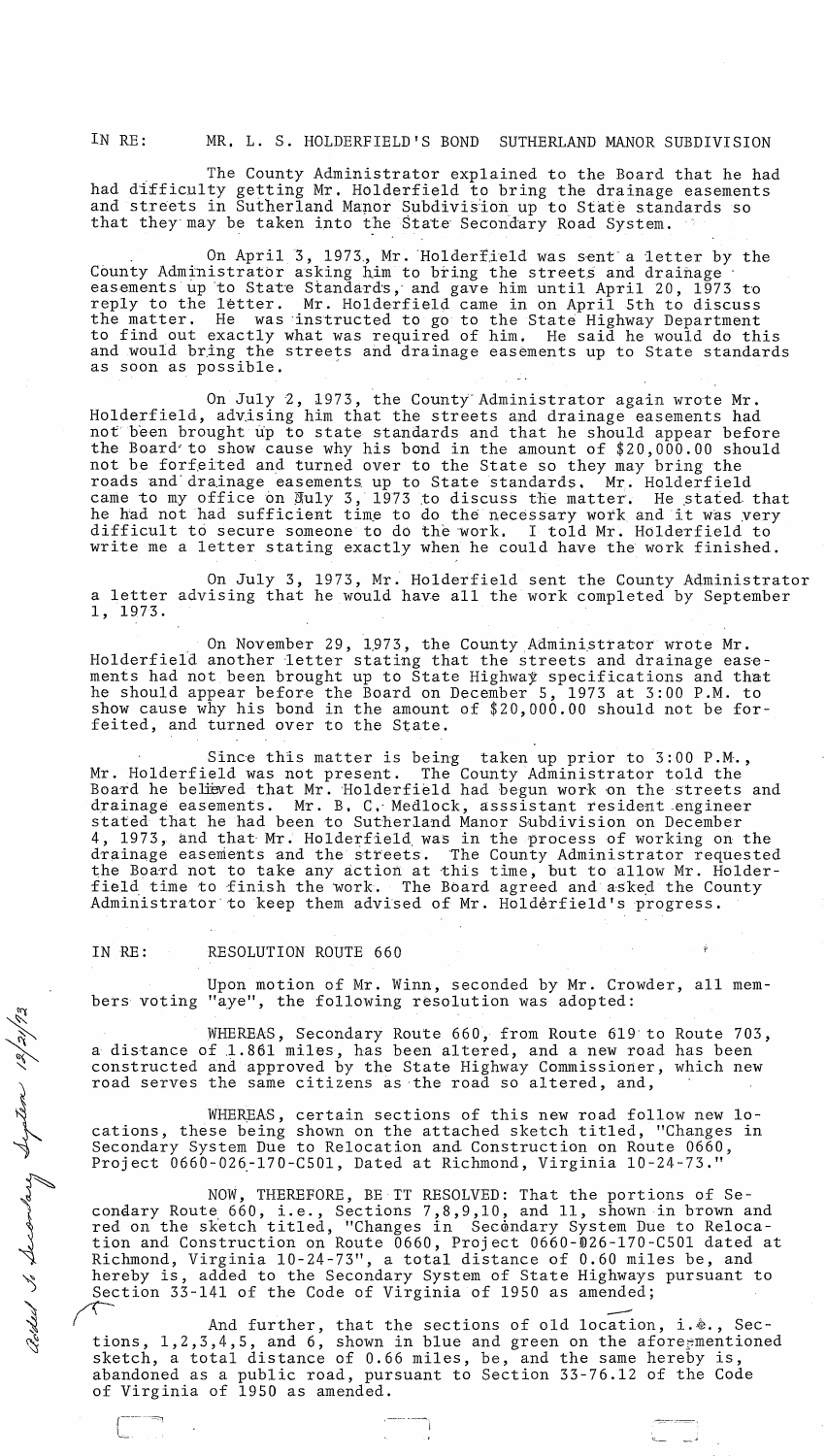IN RE: MR. L. S. HOLDERFIELD'S BOND SUTHERLAND MANOR SUBDIVISION

The County Administrator explained to the Board that he had had difficulty getting Mr. Holderfield to bring the drainage easements and streets in Sutherland Manor Subdivision up to State standards so that they may be taken into the State Secondary Road System.

On April 3, 1973, Mr. Holderfield was sent a letter by the County Administrator asking him to bring the streets and drainage easements up to State Standards, and gave him until April 20, 1973 to reply to the letter. Mr. Holderfield came in on April 5th to discuss the matter. He was instructed to go to the State Highway Department to find out exactly what was required of him. He said he would do this and would bring the streets and drainage easements up to State standards as soon as possible.

On July 2, 1973, the County Administrator again wrote Mr. Holderfield, advising him that the streets and drainage easements had not been brought up to state standards and that he should appear before the Board to show cause why his bond in the amount of $20,000.00 should not be forfeited and turned over to the State so they may bring the roads and drainage easements up to State standards. Mr. Holderfield came to my office on July 3, 1973 to discuss the matter. He stated that he had not had sufficient time to do the necessary work and it was very difficult to secure someone to do the work. I told Mr. Holderfield to write me a letter stating exactly when he could have the work finished.

On July 3, 1973, Mr. Holderfield sent the County Administrator a letter advising that he would have all the work completed by September 1, 1973.

On November 29, 1973, the County Administrator wrote Mr. Holderfield another letter stating that the streets and drainage easements had not been brought up to State Highway specifications and that he should appear before the Board on December 5, 1973 at 3:00 P.M. to show cause why his bond in the amount of $20,000.00 should not be forfeited, and turned over to the State.

Since this matter is being taken up prior to 3:00 P.M., Mr. Holderfield was not present. The County Administrator told the Board he believed that Mr. Holderfield had begun work on the streets and drainage easements. Mr. B. C. Medlock, asssistant resident engineer stated that he had been to Sutherland Manor Subdivision on December 4, 1973, and that Mr. Holderfield was in the process of working on the drainage easements and the streets. The County Administrator requested the Board not to take any action at this time, but to allow Mr. Holderfield time to finish the work. The Board agreed and asked the County Administrator to keep them advised of Mr. Holderfield's progress.

IN RE: RESOLUTION ROUTE 660

Upon motion of Mr. Winn, seconded by Mr. Crowder, all members voting "aye", the following resolution was adopted:

WHEREAS, Secondary Route 660, from Route 619 to Route 703, a distance of 1.861 miles, has been altered, and a new road has been constructed and approved by the State Highway Commissioner, which new road serves the same citizens as the road so altered, and,

WHEREAS, certain sections of this new road follow new locations, these being shown on the attached sketch titled, "Changes in Secondary System Due to Relocation and Construction on Route 0660, Project 0660-026-170-C501, Dated at Richmond, Virginia 10-24-73."

NOW, THEREFORE, BE IT RESOLVED: That the portions of Secondary Route 660, i.e., Sections 7,8,9,10, and 11, shown in brown and red on the sketch titled, "Changes in Secondary System Due to Relocation and Construction on Route 0660, Project 0660-026-170-C501 dated at Richmond, Virginia 10-24-73", a total distance of 0.60 miles be, and hereby is, added to the Secondary System of State Highways pursuant to Section 33-141 of the Code of Virginia of 1950 as amended;

And further, that the sections of old location, i.e., Sections, 1,2,3,4,5, and 6, shown in blue and green on the aforementioned sketch, a total distance of 0.66 miles, be, and the same hereby is, abandoned as a public road, pursuant to Section 33-76.12 of the Code of Virginia of 1950 as amended.

*Added to Secondary System 12/21/73*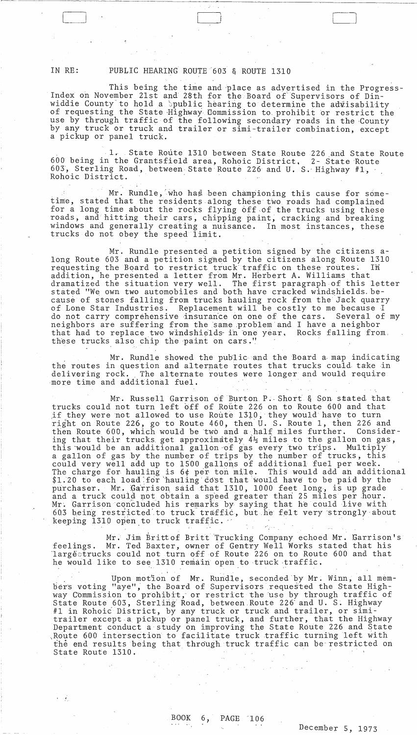IN RE: PUBLIC HEARING ROUTE 603 & ROUTE 1310

This being the time and place as advertised in the Progress-Index on November 21st and 28th for the Board of Supervisors of Dinwiddie County to hold a public hearing to determine the advisability of requesting the State Highway Commission to prohibit or restrict the use by through traffic of the following secondary roads in the County by any truck or truck and trailer or simi-trailer combination, except a pickup or panel truck.

1. State Route 1310 between State Route 226 and State Route 600 being in the Grantsfield area, Rohoic District. 2- State Route 603, Sterling Road, between State Route 226 and U. S. Highway #1, Rohoic District.

Mr. Rundle, who has been championing this cause for sometime, stated that the residents along these two roads had complained for a long time about the rocks flying off of the trucks using these roads, and hitting their cars, chipping paint, cracking and breaking windows and generally creating a nuisance. In most instances, these trucks do not obey the speed limit.

Mr. Rundle presented a petition signed by the citizens along Route 603 and a petition signed by the citizens along Route 1310 requesting the Board to restrict truck traffic on these routes. In addition, he presented a letter from Mr. Herbert A. Williams that dramatized the situation very well. The first paragraph of this letter stated "We own two automobiles and both have cracked windshields because of stones falling from trucks hauling rock from the Jack quarry of Lone Star Industries. Replacement will be costly to me because I do not carry comprehensive insurance on one of the cars. Several of my neighbors are suffering from the same problem and I have a neighbor that had to replace two windshields in one year. Rocks falling from these trucks also chip the paint on cars."

Mr. Rundle showed the public and the Board a map indicating the routes in question and alternate routes that trucks could take in delivering rock. The alternate routes were longer and would require more time and additional fuel.

Mr. Russell Garrison of Burton P. Short & Son stated that trucks could not turn left off of Route 226 on to Route 600 and that if they were not allowed to use Route 1310, they would have to turn right on Route 226, go to Route 460, then U. S. Route 1, then 226 and then Route 600, which would be two and a half miles further. Considering that their trucks get approximately 4½ miles to the gallon on gas, this would be an additional gallon of gas every two trips. Multiply a gallon of gas by the number of trips by the number of trucks, this could very well add up to 1500 gallons of additional fuel per week. The charge for hauling is 6¢ per ton mile. This would add an additional $1.20 to each load for hauling cost that would have to be paid by the purchaser. Mr. Garrison said that 1310, 1000 feet long, is up grade and a truck could not obtain a speed greater than 25 miles per hour. Mr. Garrison concluded his remarks by saying that he could live with 603 being restricted to truck traffic, but he felt very strongly about keeping 1310 open to truck traffic.

Mr. Jim Britt of Britt Trucking Company echoed Mr. Garrison's feelings. Mr. Ted Baxter, owner of Gentry Well Works stated that his large trucks could not turn off of Route 226 on to Route 600 and that he would like to see 1310 remain open to truck traffic.

Upon motion of Mr. Rundle, seconded by Mr. Winn, all members voting "aye", the Board of Supervisors requested the State Highway Commission to prohibit, or restrict the use by through traffic of State Route 603, Sterling Road, between Route 226 and U. S. Highway #1 in Rohoic District, by any truck or truck and trailer, or simi-trailer except a pickup or panel truck, and further, that the Highway Department conduct a study on improving the State Route 226 and State Route 600 intersection to facilitate truck traffic turning left with the end results being that through truck traffic can be restricted on State Route 1310.

BOOK 6, PAGE 106

December 5, 1973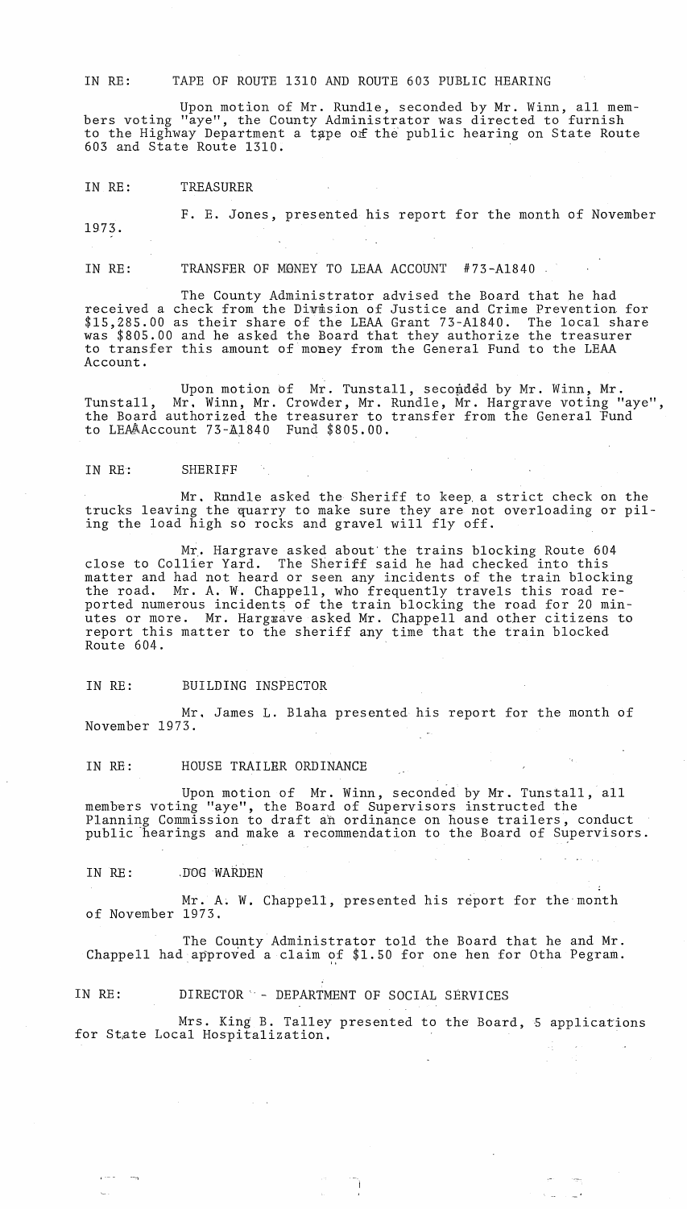IN RE: TAPE OF ROUTE 1310 AND ROUTE 603 PUBLIC HEARING

Upon motion of Mr. Rundle, seconded by Mr. Winn, all members voting "aye", the County Administrator was directed to furnish to the Highway Department a tape of the public hearing on State Route 603 and State Route 1310.

IN RE: TREASURER

F. E. Jones, presented his report for the month of November 1973.

IN RE: TRANSFER OF MONEY TO LEAA ACCOUNT #73-A1840

The County Administrator advised the Board that he had received a check from the Division of Justice and Crime Prevention for $15,285.00 as their share of the LEAA Grant 73-A1840. The local share was $805.00 and he asked the Board that they authorize the treasurer to transfer this amount of money from the General Fund to the LEAA Account.

Upon motion of Mr. Tunstall, seconded by Mr. Winn, Mr. Tunstall, Mr. Winn, Mr. Crowder, Mr. Rundle, Mr. Hargrave voting "aye", the Board authorized the treasurer to transfer from the General Fund to LEAA Account 73-A1840 Fund $805.00.

IN RE: SHERIFF

Mr. Rundle asked the Sheriff to keep a strict check on the trucks leaving the quarry to make sure they are not overloading or piling the load high so rocks and gravel will fly off.

Mr. Hargrave asked about the trains blocking Route 604 close to Collier Yard. The Sheriff said he had checked into this matter and had not heard or seen any incidents of the train blocking the road. Mr. A. W. Chappell, who frequently travels this road reported numerous incidents of the train blocking the road for 20 minutes or more. Mr. Hargrave asked Mr. Chappell and other citizens to report this matter to the sheriff any time that the train blocked Route 604.

IN RE: BUILDING INSPECTOR

Mr. James L. Blaha presented his report for the month of November 1973.

IN RE: HOUSE TRAILER ORDINANCE

Upon motion of Mr. Winn, seconded by Mr. Tunstall, all members voting "aye", the Board of Supervisors instructed the Planning Commission to draft an ordinance on house trailers, conduct public hearings and make a recommendation to the Board of Supervisors.

IN RE: DOG WARDEN

Mr. A. W. Chappell, presented his report for the month of November 1973.

The County Administrator told the Board that he and Mr. Chappell had approved a claim of $1.50 for one hen for Otha Pegram.

IN RE: DIRECTOR - DEPARTMENT OF SOCIAL SERVICES

Mrs. King B. Talley presented to the Board, 5 applications for State Local Hospitalization.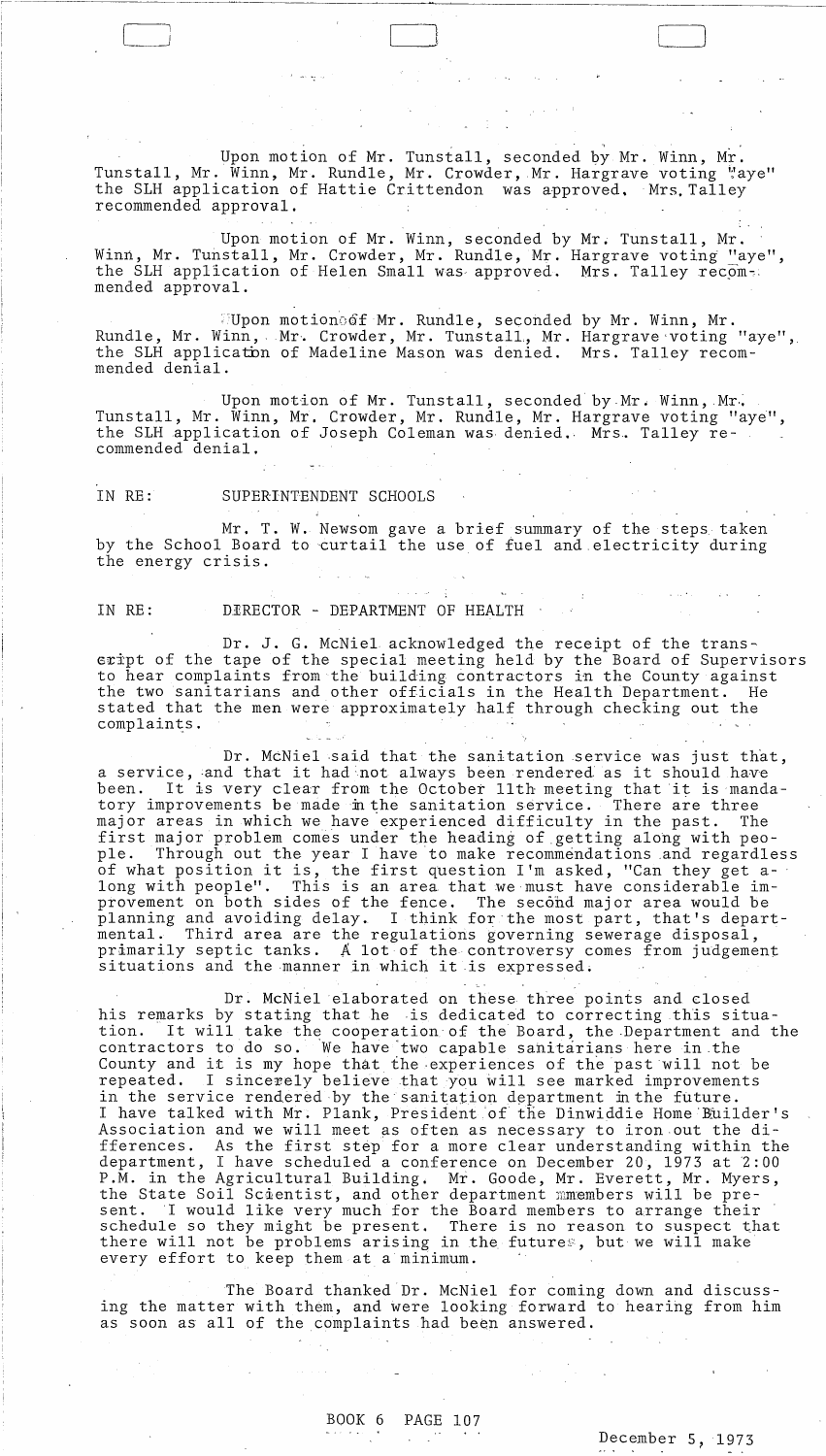Upon motion of Mr. Tunstall, seconded by Mr. Winn, Mr. Tunstall, Mr. Winn, Mr. Rundle, Mr. Crowder, Mr. Hargrave voting "aye" the SLH application of Hattie Crittendon was approved. Mrs. Talley recommended approval.

Upon motion of Mr. Winn, seconded by Mr. Tunstall, Mr. Winn, Mr. Tunstall, Mr. Crowder, Mr. Rundle, Mr. Hargrave voting "aye", the SLH application of Helen Small was approved. Mrs. Talley recommended approval.

Upon motion of Mr. Rundle, seconded by Mr. Winn, Mr. Rundle, Mr. Winn, Mr. Crowder, Mr. Tunstall, Mr. Hargrave voting "aye", the SLH application of Madeline Mason was denied. Mrs. Talley recommended denial.

Upon motion of Mr. Tunstall, seconded by Mr. Winn, Mr. Tunstall, Mr. Winn, Mr. Crowder, Mr. Rundle, Mr. Hargrave voting "aye", the SLH application of Joseph Coleman was denied. Mrs. Talley recommended denial.

IN RE: SUPERINTENDENT SCHOOLS

Mr. T. W. Newsom gave a brief summary of the steps taken by the School Board to curtail the use of fuel and electricity during the energy crisis.

IN RE: DIRECTOR - DEPARTMENT OF HEALTH

Dr. J. G. McNiel acknowledged the receipt of the transcript of the tape of the special meeting held by the Board of Supervisors to hear complaints from the building contractors in the County against the two sanitarians and other officials in the Health Department. He stated that the men were approximately half through checking out the complaints.

Dr. McNiel said that the sanitation service was just that, a service, and that it had not always been rendered as it should have been. It is very clear from the October 11th meeting that it is mandatory improvements be made in the sanitation service. There are three major areas in which we have experienced difficulty in the past. The first major problem comes under the heading of getting along with people. Through out the year I have to make recommendations and regardless of what position it is, the first question I'm asked, "Can they get along with people". This is an area that we must have considerable improvement on both sides of the fence. The second major area would be planning and avoiding delay. I think for the most part, that's departmental. Third area are the regulations governing sewerage disposal, primarily septic tanks. A lot of the controversy comes from judgement situations and the manner in which it is expressed.

Dr. McNiel elaborated on these three points and closed his remarks by stating that he is dedicated to correcting this situation. It will take the cooperation of the Board, the Department and the contractors to do so. We have two capable sanitarians here in the County and it is my hope that the experiences of the past will not be repeated. I sincerely believe that you will see marked improvements in the service rendered by the sanitation department in the future. I have talked with Mr. Plank, President of the Dinwiddie Home Builder's Association and we will meet as often as necessary to iron out the differences. As the first step for a more clear understanding within the department, I have scheduled a conference on December 20, 1973 at 2:00 P.M. in the Agricultural Building. Mr. Goode, Mr. Everett, Mr. Myers, the State Soil Scientist, and other department members will be present. I would like very much for the Board members to arrange their schedule so they might be present. There is no reason to suspect that there will not be problems arising in the future, but we will make every effort to keep them at a minimum.

The Board thanked Dr. McNiel for coming down and discussing the matter with them, and were looking forward to hearing from him as soon as all of the complaints had been answered.

BOOK 6 PAGE 107

December 5, 1973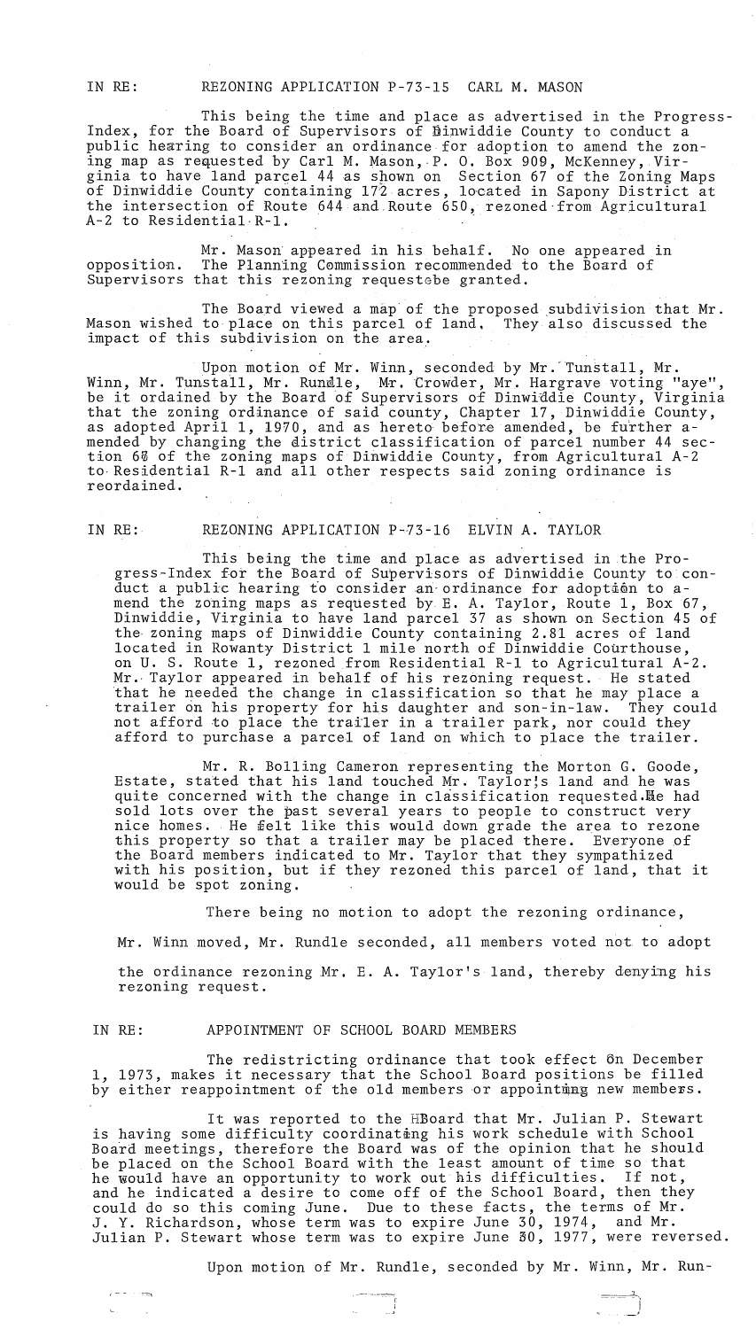IN RE: REZONING APPLICATION P-73-15 CARL M. MASON

This being the time and place as advertised in the Progress-Index, for the Board of Supervisors of Dinwiddie County to conduct a public hearing to consider an ordinance for adoption to amend the zoning map as requested by Carl M. Mason, P. O. Box 909, McKenney, Virginia to have land parcel 44 as shown on Section 67 of the Zoning Maps of Dinwiddie County containing 172 acres, located in Sapony District at the intersection of Route 644 and Route 650, rezoned from Agricultural A-2 to Residential R-1.

Mr. Mason appeared in his behalf. No one appeared in opposition. The Planning Commission recommended to the Board of Supervisors that this rezoning requestbe granted.

The Board viewed a map of the proposed subdivision that Mr. Mason wished to place on this parcel of land. They also discussed the impact of this subdivision on the area.

Upon motion of Mr. Winn, seconded by Mr. Tunstall, Mr. Winn, Mr. Tunstall, Mr. Rundle, Mr. Crowder, Mr. Hargrave voting "aye", be it ordained by the Board of Supervisors of Dinwiddie County, Virginia that the zoning ordinance of said county, Chapter 17, Dinwiddie County, as adopted April 1, 1970, and as hereto before amended, be further amended by changing the district classification of parcel number 44 section 67 of the zoning maps of Dinwiddie County, from Agricultural A-2 to Residential R-1 and all other respects said zoning ordinance is reordained.

IN RE: REZONING APPLICATION P-73-16 ELVIN A. TAYLOR

This being the time and place as advertised in the Progress-Index for the Board of Supervisors of Dinwiddie County to conduct a public hearing to consider an ordinance for adoption to amend the zoning maps as requested by E. A. Taylor, Route 1, Box 67, Dinwiddie, Virginia to have land parcel 37 as shown on Section 45 of the zoning maps of Dinwiddie County containing 2.81 acres of land located in Rowanty District 1 mile north of Dinwiddie Courthouse, on U. S. Route 1, rezoned from Residential R-1 to Agricultural A-2. Mr. Taylor appeared in behalf of his rezoning request. He stated that he needed the change in classification so that he may place a trailer on his property for his daughter and son-in-law. They could not afford to place the trailer in a trailer park, nor could they afford to purchase a parcel of land on which to place the trailer.

Mr. R. Bolling Cameron representing the Morton G. Goode, Estate, stated that his land touched Mr. Taylor's land and he was quite concerned with the change in classification requested. He had sold lots over the past several years to people to construct very nice homes. He felt like this would down grade the area to rezone this property so that a trailer may be placed there. Everyone of the Board members indicated to Mr. Taylor that they sympathized with his position, but if they rezoned this parcel of land, that it would be spot zoning.

There being no motion to adopt the rezoning ordinance,

Mr. Winn moved, Mr. Rundle seconded, all members voted not to adopt the ordinance rezoning Mr. E. A. Taylor's land, thereby denying his rezoning request.

IN RE: APPOINTMENT OF SCHOOL BOARD MEMBERS

The redistricting ordinance that took effect on December 1, 1973, makes it necessary that the School Board positions be filled by either reappointment of the old members or appointing new members.

It was reported to the Board that Mr. Julian P. Stewart is having some difficulty coordinating his work schedule with School Board meetings, therefore the Board was of the opinion that he should be placed on the School Board with the least amount of time so that he would have an opportunity to work out his difficulties. If not, and he indicated a desire to come off of the School Board, then they could do so this coming June. Due to these facts, the terms of Mr. J. Y. Richardson, whose term was to expire June 30, 1974, and Mr. Julian P. Stewart whose term was to expire June 30, 1977, were reversed.

Upon motion of Mr. Rundle, seconded by Mr. Winn, Mr. Run-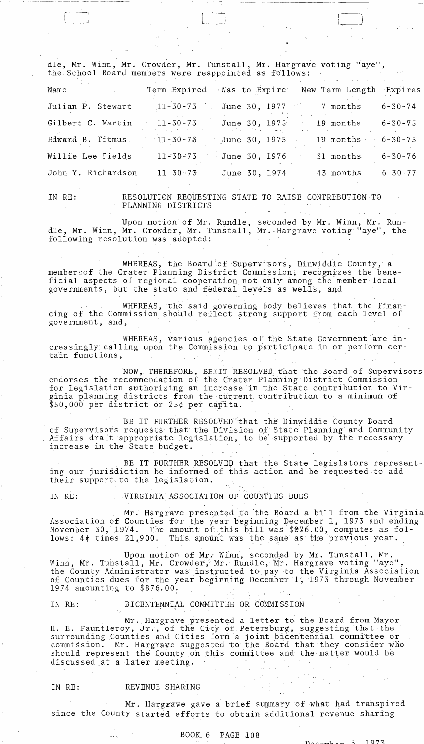dle, Mr. Winn, Mr. Crowder, Mr. Tunstall, Mr. Hargrave voting "aye", the School Board members were reappointed as follows:

| Name | Term Expired | Was to Expire | New Term Length | Expires |
|---|---|---|---|---|
| Julian P. Stewart | 11-30-73 | June 30, 1977 | 7 months | 6-30-74 |
| Gilbert C. Martin | 11-30-73 | June 30, 1975 | 19 months | 6-30-75 |
| Edward B. Titmus | 11-30-73 | June 30, 1975 | 19 months | 6-30-75 |
| Willie Lee Fields | 11-30-73 | June 30, 1976 | 31 months | 6-30-76 |
| John Y. Richardson | 11-30-73 | June 30, 1974 | 43 months | 6-30-77 |

IN RE: RESOLUTION REQUESTING STATE TO RAISE CONTRIBUTION TO PLANNING DISTRICTS

Upon motion of Mr. Rundle, seconded by Mr. Winn, Mr. Rundle, Mr. Winn, Mr. Crowder, Mr. Tunstall, Mr. Hargrave voting "aye", the following resolution was adopted:

WHEREAS, the Board of Supervisors, Dinwiddie County, a member of the Crater Planning District Commission, recognizes the beneficial aspects of regional cooperation not only among the member local governments, but the state and federal levels as wells, and

WHEREAS, the said governing body believes that the financing of the Commission should reflect strong support from each level of government, and,

WHEREAS, various agencies of the State Government are increasingly calling upon the Commission to participate in or perform certain functions,

NOW, THEREFORE, BE IT RESOLVED that the Board of Supervisors endorses the recommendation of the Crater Planning District Commission for legislation authorizing an increase in the State contribution to Virginia planning districts from the current contribution to a minimum of $50,000 per district or 25¢ per capita.

BE IT FURTHER RESOLVED that the Dinwiddie County Board of Supervisors requests that the Division of State Planning and Community Affairs draft appropriate legislation, to be supported by the necessary increase in the State budget.

BE IT FURTHER RESOLVED that the State legislators representing our jurisdiction be informed of this action and be requested to add their support to the legislation.

IN RE: VIRGINIA ASSOCIATION OF COUNTIES DUES

Mr. Hargrave presented to the Board a bill from the Virginia Association of Counties for the year beginning December 1, 1973 and ending November 30, 1974. The amount of this bill was $876.00, computes as follows: 4¢ times 21,900. This amount was the same as the previous year.

Upon motion of Mr. Winn, seconded by Mr. Tunstall, Mr. Winn, Mr. Tunstall, Mr. Crowder, Mr. Rundle, Mr. Hargrave voting "aye", the County Administrator was instructed to pay to the Virginia Association of Counties dues for the year beginning December 1, 1973 through November 1974 amounting to $876.00.

IN RE: BICENTENNIAL COMMITTEE OR COMMISSION

Mr. Hargrave presented a letter to the Board from Mayor H. E. Fauntleroy, Jr., of the City of Petersburg, suggesting that the surrounding Counties and Cities form a joint bicentennial committee or commission. Mr. Hargrave suggested to the Board that they consider who should represent the County on this committee and the matter would be discussed at a later meeting.

IN RE: REVENUE SHARING

Mr. Hargrave gave a brief summary of what had transpired since the County started efforts to obtain additional revenue sharing

BOOK 6 PAGE 108

December 5, 1973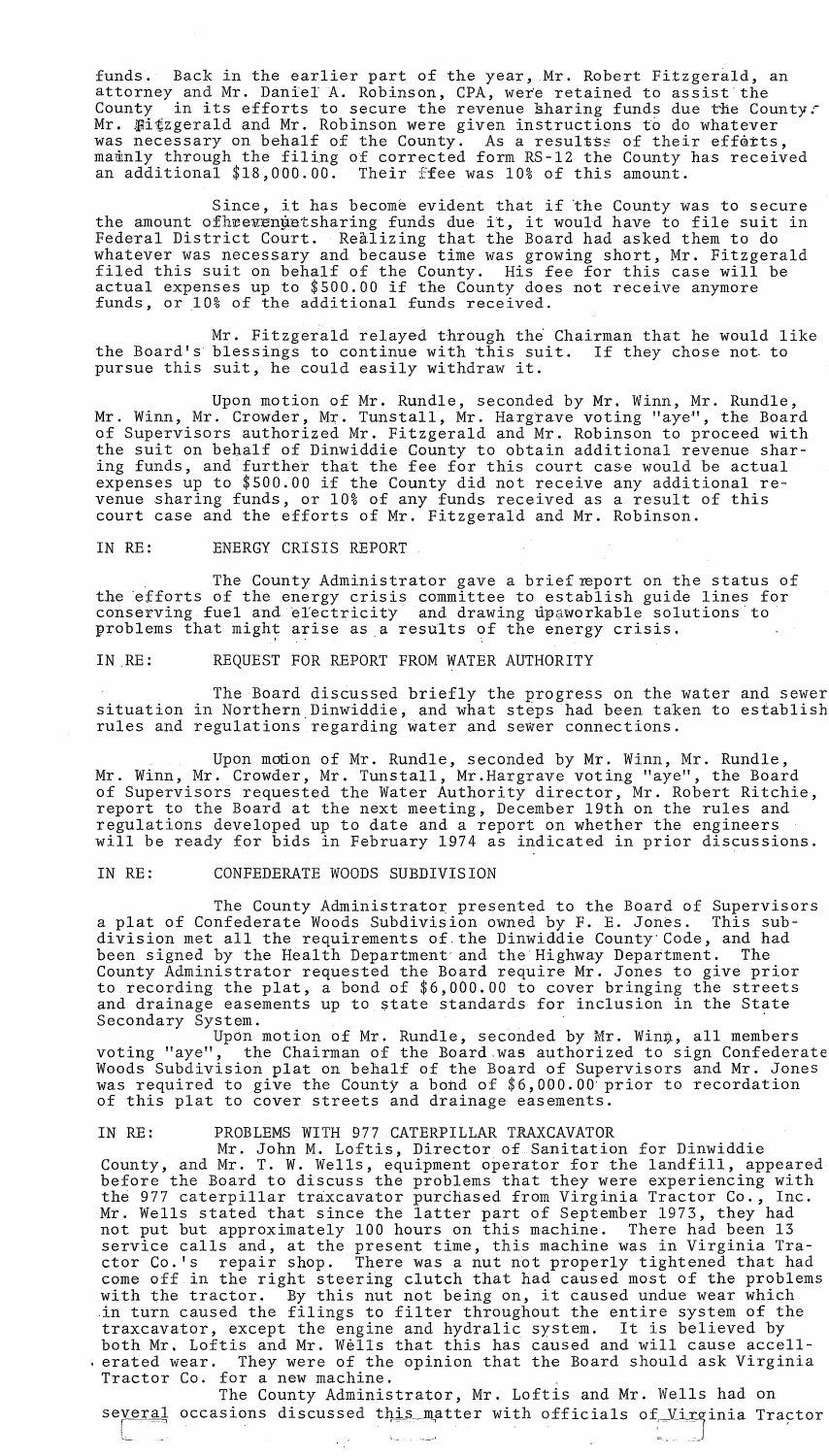funds. Back in the earlier part of the year, Mr. Robert Fitzgerald, an attorney and Mr. Daniel A. Robinson, CPA, were retained to assist the County in its efforts to secure the revenue sharing funds due the County. Mr. Fitzgerald and Mr. Robinson were given instructions to do whatever was necessary on behalf of the County. As a resultss of their efforts, mainly through the filing of corrected form RS-12 the County has received an additional $18,000.00. Their ffee was 10% of this amount.

Since, it has become evident that if the County was to secure the amount ofhrevenuetsharing funds due it, it would have to file suit in Federal District Court. Realizing that the Board had asked them to do whatever was necessary and because time was growing short, Mr. Fitzgerald filed this suit on behalf of the County. His fee for this case will be actual expenses up to $500.00 if the County does not receive anymore funds, or 10% of the additional funds received.

Mr. Fitzgerald relayed through the Chairman that he would like the Board's blessings to continue with this suit. If they chose not to pursue this suit, he could easily withdraw it.

Upon motion of Mr. Rundle, seconded by Mr. Winn, Mr. Rundle, Mr. Winn, Mr. Crowder, Mr. Tunstall, Mr. Hargrave voting "aye", the Board of Supervisors authorized Mr. Fitzgerald and Mr. Robinson to proceed with the suit on behalf of Dinwiddie County to obtain additional revenue sharing funds, and further that the fee for this court case would be actual expenses up to $500.00 if the County did not receive any additional revenue sharing funds, or 10% of any funds received as a result of this court case and the efforts of Mr. Fitzgerald and Mr. Robinson.

IN RE: ENERGY CRISIS REPORT

The County Administrator gave a brief report on the status of the efforts of the energy crisis committee to establish guide lines for conserving fuel and electricity and drawing upaworkable solutions to problems that might arise as a results of the energy crisis.

IN RE: REQUEST FOR REPORT FROM WATER AUTHORITY

The Board discussed briefly the progress on the water and sewer situation in Northern Dinwiddie, and what steps had been taken to establish rules and regulations regarding water and sewer connections.

Upon motion of Mr. Rundle, seconded by Mr. Winn, Mr. Rundle, Mr. Winn, Mr. Crowder, Mr. Tunstall, Mr.Hargrave voting "aye", the Board of Supervisors requested the Water Authority director, Mr. Robert Ritchie, report to the Board at the next meeting, December 19th on the rules and regulations developed up to date and a report on whether the engineers will be ready for bids in February 1974 as indicated in prior discussions.

IN RE: CONFEDERATE WOODS SUBDIVISION

The County Administrator presented to the Board of Supervisors a plat of Confederate Woods Subdivision owned by F. E. Jones. This subdivision met all the requirements of the Dinwiddie County Code, and had been signed by the Health Department and the Highway Department. The County Administrator requested the Board require Mr. Jones to give prior to recording the plat, a bond of $6,000.00 to cover bringing the streets and drainage easements up to state standards for inclusion in the State Secondary System.

Upon motion of Mr. Rundle, seconded by Mr. Winn, all members voting "aye", the Chairman of the Board was authorized to sign Confederate Woods Subdivision plat on behalf of the Board of Supervisors and Mr. Jones was required to give the County a bond of $6,000.00 prior to recordation of this plat to cover streets and drainage easements.

IN RE: PROBLEMS WITH 977 CATERPILLAR TRAXCAVATOR

Mr. John M. Loftis, Director of Sanitation for Dinwiddie County, and Mr. T. W. Wells, equipment operator for the landfill, appeared before the Board to discuss the problems that they were experiencing with the 977 caterpillar traxcavator purchased from Virginia Tractor Co., Inc. Mr. Wells stated that since the latter part of September 1973, they had not put but approximately 100 hours on this machine. There had been 13 service calls and, at the present time, this machine was in Virginia Tractor Co.'s repair shop. There was a nut not properly tightened that had come off in the right steering clutch that had caused most of the problems with the tractor. By this nut not being on, it caused undue wear which in turn caused the filings to filter throughout the entire system of the traxcavator, except the engine and hydralic system. It is believed by both Mr. Loftis and Mr. Wells that this has caused and will cause accellerated wear. They were of the opinion that the Board should ask Virginia Tractor Co. for a new machine.

The County Administrator, Mr. Loftis and Mr. Wells had on several occasions discussed this matter with officials of Virginia Tractor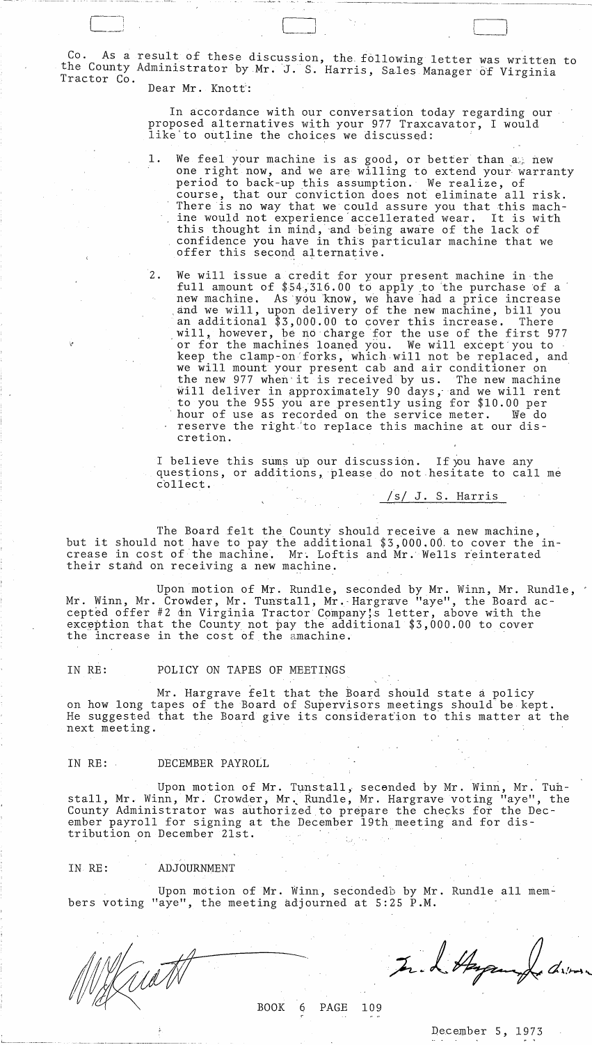Co. As a result of these discussion, the following letter was written to the County Administrator by Mr. J. S. Harris, Sales Manager of Virginia Tractor Co.

Dear Mr. Knott:

> In accordance with our conversation today regarding our proposed alternatives with your 977 Traxcavator, I would like to outline the choices we discussed:
>
> 1. We feel your machine is as good, or better than a new one right now, and we are willing to extend your warranty period to back-up this assumption. We realize, of course, that our conviction does not eliminate all risk. There is no way that we could assure you that this machine would not experience accelerated wear. It is with this thought in mind, and being aware of the lack of confidence you have in this particular machine that we offer this second alternative.
>
> 2. We will issue a credit for your present machine in the full amount of $54,316.00 to apply to the purchase of a new machine. As you know, we have had a price increase and we will, upon delivery of the new machine, bill you an additional $3,000.00 to cover this increase. There will, however, be no charge for the use of the first 977 or for the machines loaned you. We will except you to keep the clamp-on forks, which will not be replaced, and we will mount your present cab and air conditioner on the new 977 when it is received by us. The new machine will deliver in approximately 90 days, and we will rent to you the 955 you are presently using for $10.00 per hour of use as recorded on the service meter. We do reserve the right to replace this machine at our discretion.
>
> I believe this sums up our discussion. If you have any questions, or additions, please do not hesitate to call me collect.
>
> /s/ J. S. Harris

The Board felt the County should receive a new machine, but it should not have to pay the additional $3,000.00 to cover the increase in cost of the machine. Mr. Loftis and Mr. Wells reinterated their stand on receiving a new machine.

Upon motion of Mr. Rundle, seconded by Mr. Winn, Mr. Rundle, Mr. Winn, Mr. Crowder, Mr. Tunstall, Mr. Hargrave "aye", the Board accepted offer #2 in Virginia Tractor Company's letter, above with the exception that the County not pay the additional $3,000.00 to cover the increase in the cost of the amachine.

IN RE: POLICY ON TAPES OF MEETINGS

Mr. Hargrave felt that the Board should state a policy on how long tapes of the Board of Supervisors meetings should be kept. He suggested that the Board give its consideration to this matter at the next meeting.

IN RE: DECEMBER PAYROLL

Upon motion of Mr. Tunstall, secended by Mr. Winn, Mr. Tunstall, Mr. Winn, Mr. Crowder, Mr. Rundle, Mr. Hargrave voting "aye", the County Administrator was authorized to prepare the checks for the December payroll for signing at the December 19th meeting and for distribution on December 21st.

IN RE: ADJOURNMENT

Upon motion of Mr. Winn, secondedb by Mr. Rundle all members voting "aye", the meeting adjourned at 5:25 P.M.

BOOK 6 PAGE 109

December 5, 1973